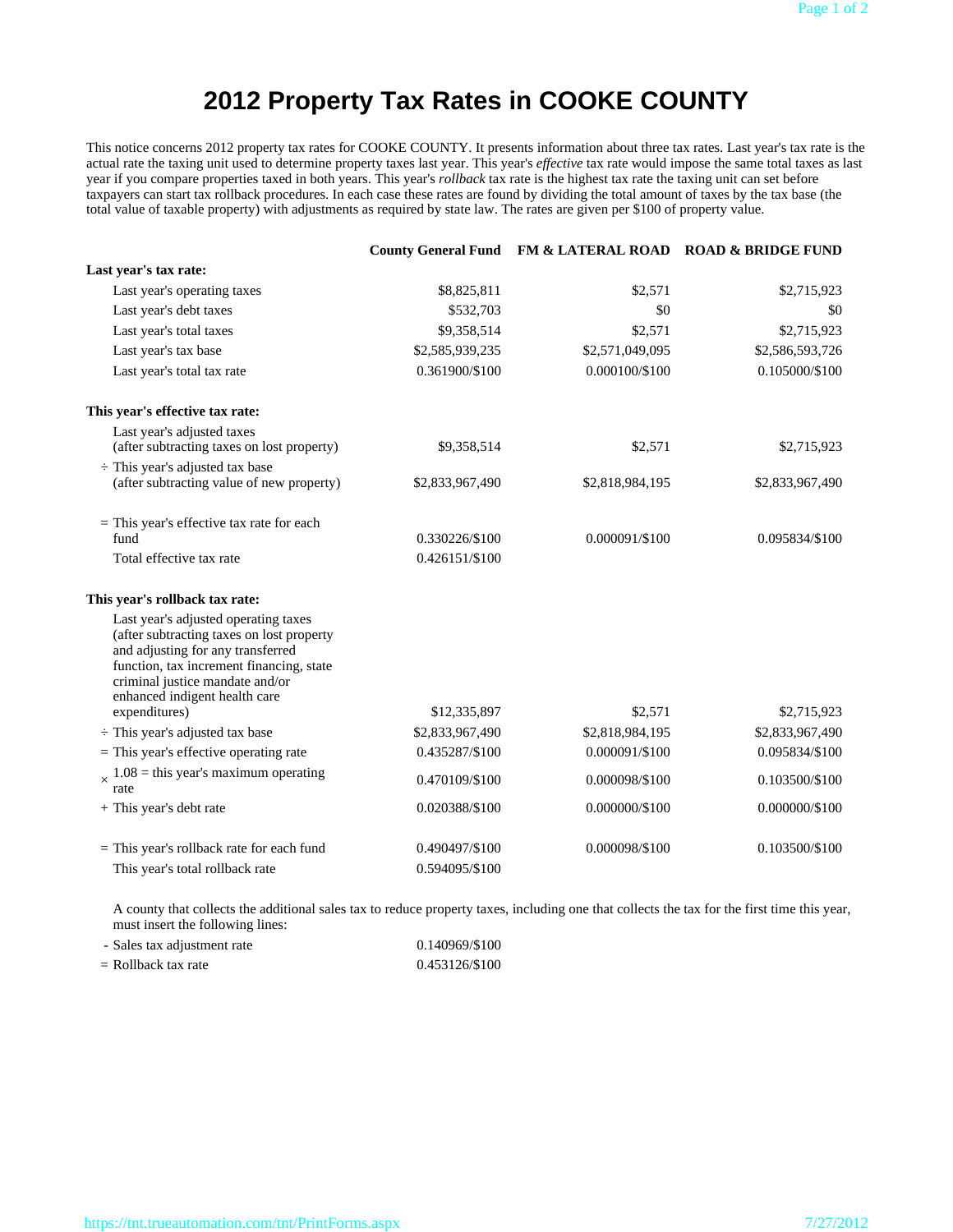# 2012 Property Tax Rates in COOKE COUNTY

This notice concerns 2012 property tax rates for COOKE COUNTY. It presents information about three tax rates. Last year's tax rate is the actual rate the taxing unit used to determine property taxes last year. This year's *effective* tax rate would impose the same total taxes as last year if you compare properties taxed in both years. This year's *rollback* tax rate is the highest tax rate the taxing unit can set before taxpayers can start tax rollback procedures. In each case these rates are found by dividing the total amount of taxes by the tax base (the total value of taxable property) with adjustments as required by state law. The rates are given per $100 of property value.

| | County General Fund | FM & LATERAL ROAD | ROAD & BRIDGE FUND |
|---|---|---|---|
| **Last year's tax rate:** | | | |
| Last year's operating taxes | $8,825,811 | $2,571 | $2,715,923 |
| Last year's debt taxes | $532,703 | $0 | $0 |
| Last year's total taxes | $9,358,514 | $2,571 | $2,715,923 |
| Last year's tax base | $2,585,939,235 | $2,571,049,095 | $2,586,593,726 |
| Last year's total tax rate | 0.361900/$100 | 0.000100/$100 | 0.105000/$100 |
| **This year's effective tax rate:** | | | |
| Last year's adjusted taxes (after subtracting taxes on lost property) | $9,358,514 | $2,571 | $2,715,923 |
| ÷ This year's adjusted tax base (after subtracting value of new property) | $2,833,967,490 | $2,818,984,195 | $2,833,967,490 |
| = This year's effective tax rate for each fund | 0.330226/$100 | 0.000091/$100 | 0.095834/$100 |
| Total effective tax rate | 0.426151/$100 | | |
| **This year's rollback tax rate:** | | | |
| Last year's adjusted operating taxes (after subtracting taxes on lost property and adjusting for any transferred function, tax increment financing, state criminal justice mandate and/or enhanced indigent health care expenditures) | $12,335,897 | $2,571 | $2,715,923 |
| ÷ This year's adjusted tax base | $2,833,967,490 | $2,818,984,195 | $2,833,967,490 |
| = This year's effective operating rate | 0.435287/$100 | 0.000091/$100 | 0.095834/$100 |
| × 1.08 = this year's maximum operating rate | 0.470109/$100 | 0.000098/$100 | 0.103500/$100 |
| + This year's debt rate | 0.020388/$100 | 0.000000/$100 | 0.000000/$100 |
| = This year's rollback rate for each fund | 0.490497/$100 | 0.000098/$100 | 0.103500/$100 |
| This year's total rollback rate | 0.594095/$100 | | |

A county that collects the additional sales tax to reduce property taxes, including one that collects the tax for the first time this year, must insert the following lines:

| | |
|---|---|
| - Sales tax adjustment rate | 0.140969/$100 |
| = Rollback tax rate | 0.453126/$100 |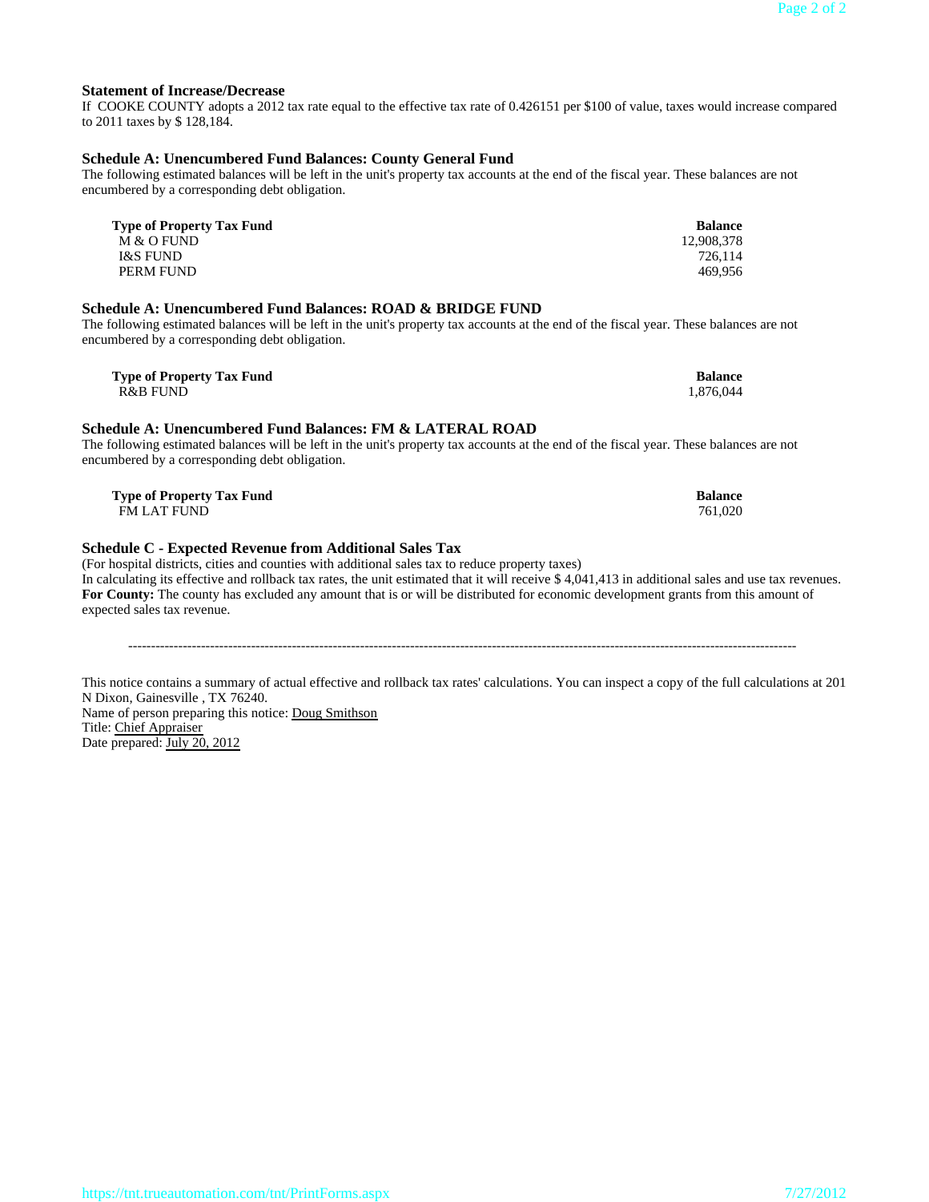### Statement of Increase/Decrease

If COOKE COUNTY adopts a 2012 tax rate equal to the effective tax rate of 0.426151 per $100 of value, taxes would increase compared to 2011 taxes by $ 128,184.

### Schedule A: Unencumbered Fund Balances: County General Fund

The following estimated balances will be left in the unit's property tax accounts at the end of the fiscal year. These balances are not encumbered by a corresponding debt obligation.

| Type of Property Tax Fund | Balance |
|---|---|
| M & O FUND | 12,908,378 |
| I&S FUND | 726,114 |
| PERM FUND | 469,956 |

### Schedule A: Unencumbered Fund Balances: ROAD & BRIDGE FUND

The following estimated balances will be left in the unit's property tax accounts at the end of the fiscal year. These balances are not encumbered by a corresponding debt obligation.

| Type of Property Tax Fund | Balance |
|---|---|
| R&B FUND | 1,876,044 |

### Schedule A: Unencumbered Fund Balances: FM & LATERAL ROAD

The following estimated balances will be left in the unit's property tax accounts at the end of the fiscal year. These balances are not encumbered by a corresponding debt obligation.

| Type of Property Tax Fund | Balance |
|---|---|
| FM LAT FUND | 761,020 |

### Schedule C - Expected Revenue from Additional Sales Tax

(For hospital districts, cities and counties with additional sales tax to reduce property taxes)
In calculating its effective and rollback tax rates, the unit estimated that it will receive $ 4,041,413 in additional sales and use tax revenues.
**For County:** The county has excluded any amount that is or will be distributed for economic development grants from this amount of expected sales tax revenue.

---

This notice contains a summary of actual effective and rollback tax rates' calculations. You can inspect a copy of the full calculations at 201 N Dixon, Gainesville , TX 76240.
Name of person preparing this notice: Doug Smithson
Title: Chief Appraiser
Date prepared: July 20, 2012